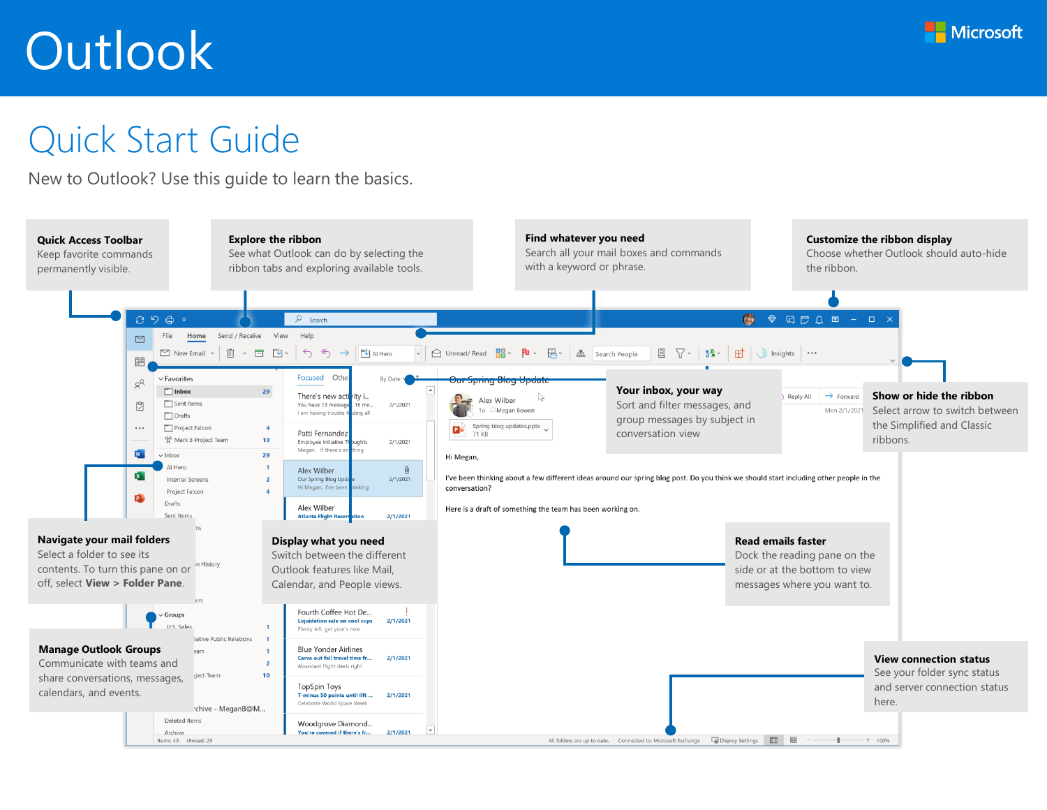# Outlook

Microsoft

## Quick Start Guide

New to Outlook? Use this guide to learn the basics.

**Quick Access Toolbar**
Keep favorite commands permanently visible.

**Explore the ribbon**
See what Outlook can do by selecting the ribbon tabs and exploring available tools.

**Find whatever you need**
Search all your mail boxes and commands with a keyword or phrase.

**Customize the ribbon display**
Choose whether Outlook should auto-hide the ribbon.

**Your inbox, your way**
Sort and filter messages, and group messages by subject in conversation view

**Show or hide the ribbon**
Select arrow to switch between the Simplified and Classic ribbons.

**Navigate your mail folders**
Select a folder to see its contents. To turn this pane on or off, select **View** > **Folder Pane**.

**Display what you need**
Switch between the different Outlook features like Mail, Calendar, and People views.

**Read emails faster**
Dock the reading pane on the side or at the bottom to view messages where you want to.

**Manage Outlook Groups**
Communicate with teams and share conversations, messages, calendars, and events.

**View connection status**
See your folder sync status and server connection status here.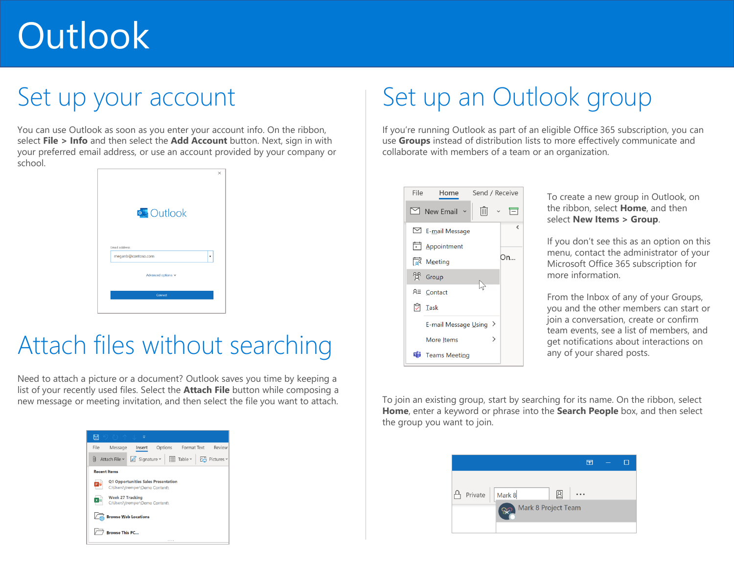# Outlook

## Set up your account

You can use Outlook as soon as you enter your account info. On the ribbon, select **File > Info** and then select the **Add Account** button. Next, sign in with your preferred email address, or use an account provided by your company or school.

## Attach files without searching

Need to attach a picture or a document? Outlook saves you time by keeping a list of your recently used files. Select the **Attach File** button while composing a new message or meeting invitation, and then select the file you want to attach.

## Set up an Outlook group

If you're running Outlook as part of an eligible Office 365 subscription, you can use **Groups** instead of distribution lists to more effectively communicate and collaborate with members of a team or an organization.

To create a new group in Outlook, on the ribbon, select **Home**, and then select **New Items > Group**.

If you don't see this as an option on this menu, contact the administrator of your Microsoft Office 365 subscription for more information.

From the Inbox of any of your Groups, you and the other members can start or join a conversation, create or confirm team events, see a list of members, and get notifications about interactions on any of your shared posts.

To join an existing group, start by searching for its name. On the ribbon, select **Home**, enter a keyword or phrase into the **Search People** box, and then select the group you want to join.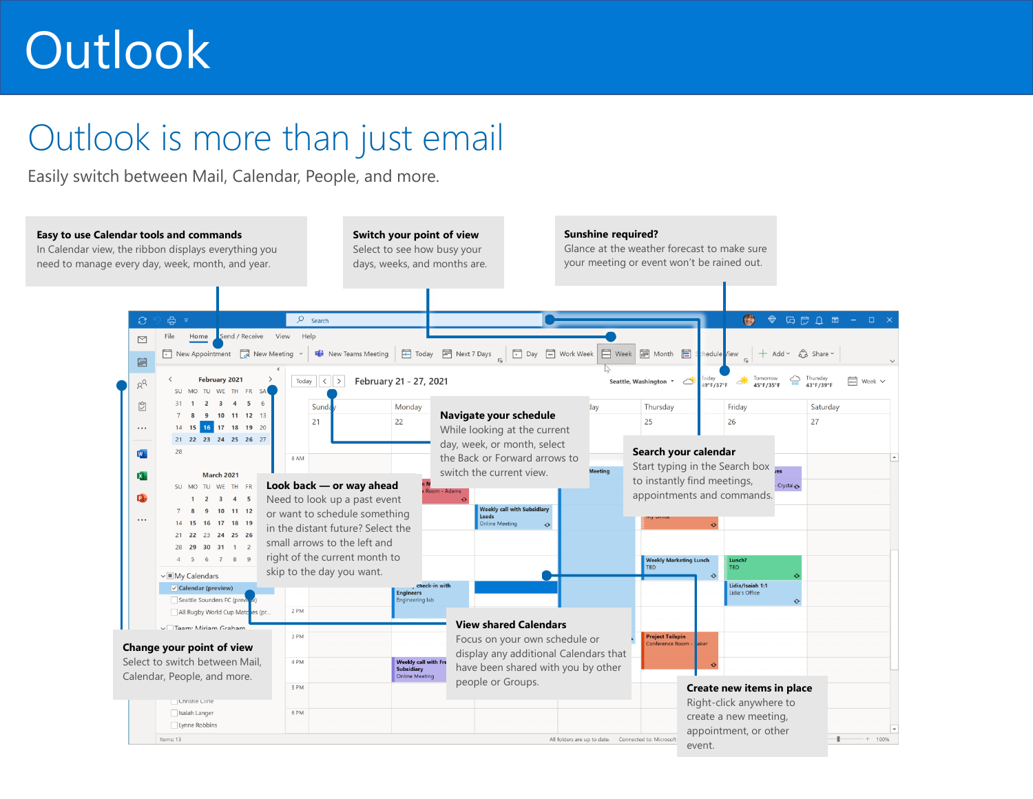# Outlook

## Outlook is more than just email

Easily switch between Mail, Calendar, People, and more.

**Easy to use Calendar tools and commands**
In Calendar view, the ribbon displays everything you need to manage every day, week, month, and year.

**Switch your point of view**
Select to see how busy your days, weeks, and months are.

**Sunshine required?**
Glance at the weather forecast to make sure your meeting or event won't be rained out.

**Navigate your schedule**
While looking at the current day, week, or month, select the Back or Forward arrows to switch the current view.

**Search your calendar**
Start typing in the Search box to instantly find meetings, appointments and commands.

**Look back — or way ahead**
Need to look up a past event or want to schedule something in the distant future? Select the small arrows to the left and right of the current month to skip to the day you want.

**View shared Calendars**
Focus on your own schedule or display any additional Calendars that have been shared with you by other people or Groups.

**Change your point of view**
Select to switch between Mail, Calendar, People, and more.

**Create new items in place**
Right-click anywhere to create a new meeting, appointment, or other event.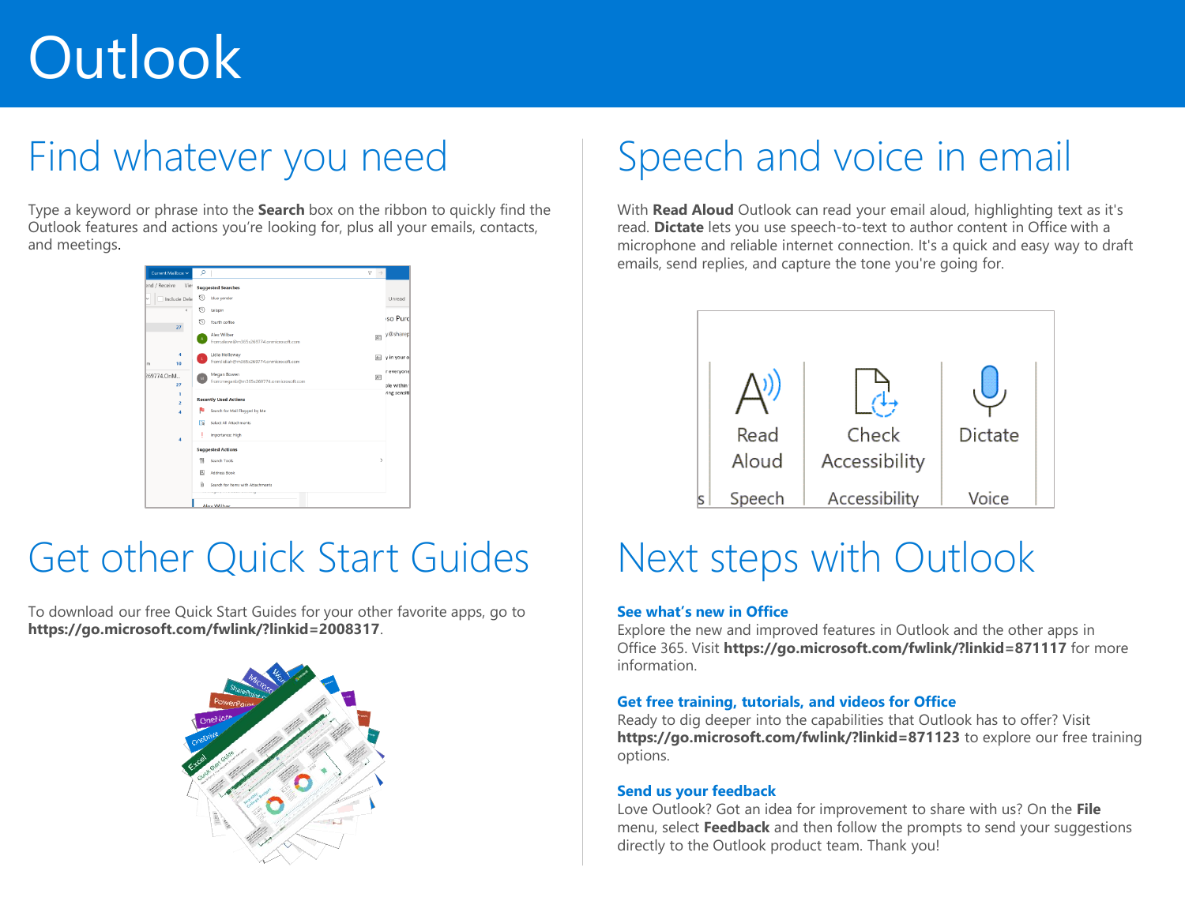# Outlook

## Find whatever you need

Type a keyword or phrase into the **Search** box on the ribbon to quickly find the Outlook features and actions you're looking for, plus all your emails, contacts, and meetings.

## Speech and voice in email

With **Read Aloud** Outlook can read your email aloud, highlighting text as it's read. **Dictate** lets you use speech-to-text to author content in Office with a microphone and reliable internet connection. It's a quick and easy way to draft emails, send replies, and capture the tone you're going for.

## Get other Quick Start Guides

To download our free Quick Start Guides for your other favorite apps, go to **https://go.microsoft.com/fwlink/?linkid=2008317**.

## Next steps with Outlook

**See what's new in Office**

Explore the new and improved features in Outlook and the other apps in Office 365. Visit **https://go.microsoft.com/fwlink/?linkid=871117** for more information.

**Get free training, tutorials, and videos for Office**

Ready to dig deeper into the capabilities that Outlook has to offer? Visit **https://go.microsoft.com/fwlink/?linkid=871123** to explore our free training options.

**Send us your feedback**

Love Outlook? Got an idea for improvement to share with us? On the **File** menu, select **Feedback** and then follow the prompts to send your suggestions directly to the Outlook product team. Thank you!